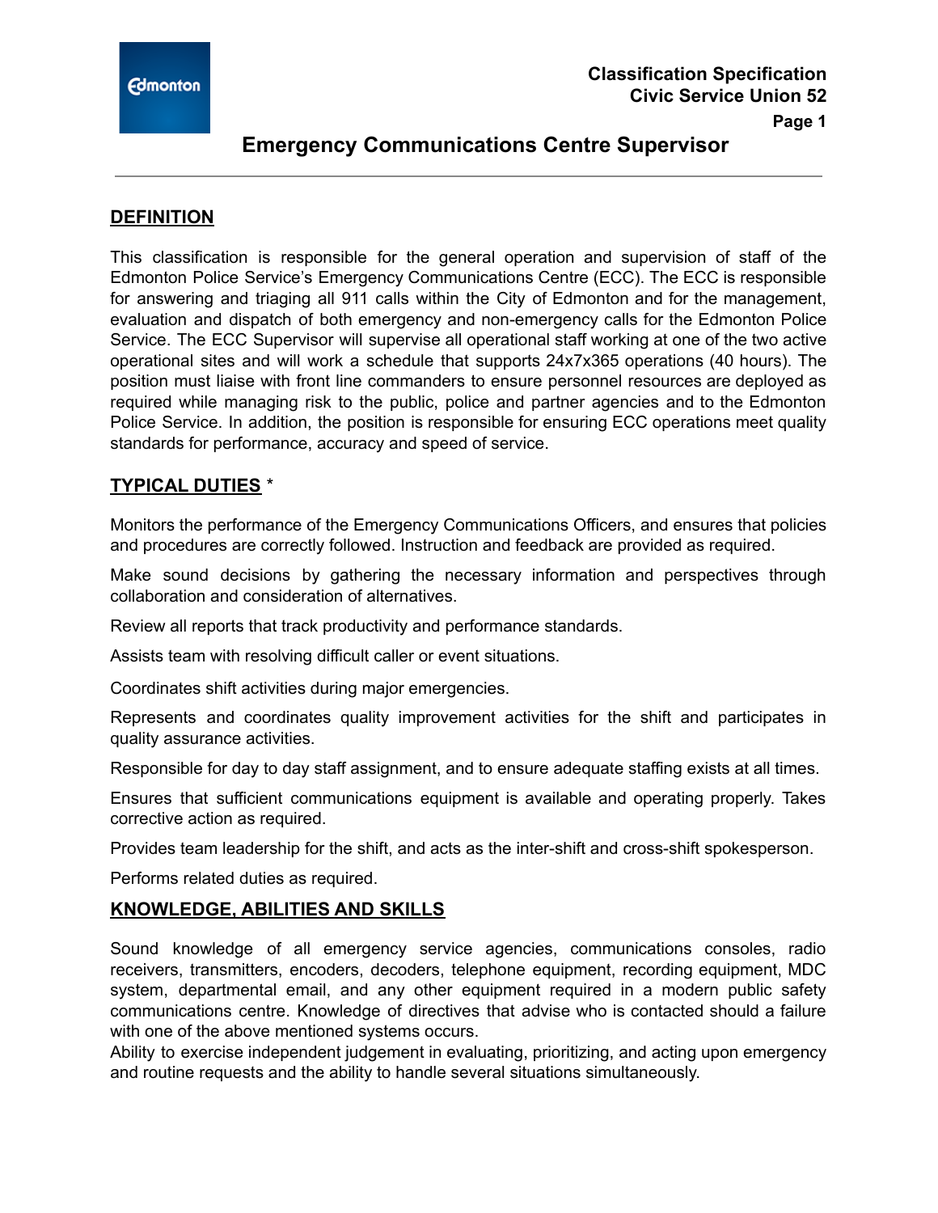**Classification Specification**
**Civic Service Union 52**

# Emergency Communications Centre Supervisor

## DEFINITION

This classification is responsible for the general operation and supervision of staff of the Edmonton Police Service's Emergency Communications Centre (ECC). The ECC is responsible for answering and triaging all 911 calls within the City of Edmonton and for the management, evaluation and dispatch of both emergency and non-emergency calls for the Edmonton Police Service. The ECC Supervisor will supervise all operational staff working at one of the two active operational sites and will work a schedule that supports 24x7x365 operations (40 hours). The position must liaise with front line commanders to ensure personnel resources are deployed as required while managing risk to the public, police and partner agencies and to the Edmonton Police Service. In addition, the position is responsible for ensuring ECC operations meet quality standards for performance, accuracy and speed of service.

## TYPICAL DUTIES *

Monitors the performance of the Emergency Communications Officers, and ensures that policies and procedures are correctly followed. Instruction and feedback are provided as required.

Make sound decisions by gathering the necessary information and perspectives through collaboration and consideration of alternatives.

Review all reports that track productivity and performance standards.

Assists team with resolving difficult caller or event situations.

Coordinates shift activities during major emergencies.

Represents and coordinates quality improvement activities for the shift and participates in quality assurance activities.

Responsible for day to day staff assignment, and to ensure adequate staffing exists at all times.

Ensures that sufficient communications equipment is available and operating properly. Takes corrective action as required.

Provides team leadership for the shift, and acts as the inter-shift and cross-shift spokesperson.

Performs related duties as required.

## KNOWLEDGE, ABILITIES AND SKILLS

Sound knowledge of all emergency service agencies, communications consoles, radio receivers, transmitters, encoders, decoders, telephone equipment, recording equipment, MDC system, departmental email, and any other equipment required in a modern public safety communications centre. Knowledge of directives that advise who is contacted should a failure with one of the above mentioned systems occurs.

Ability to exercise independent judgement in evaluating, prioritizing, and acting upon emergency and routine requests and the ability to handle several situations simultaneously.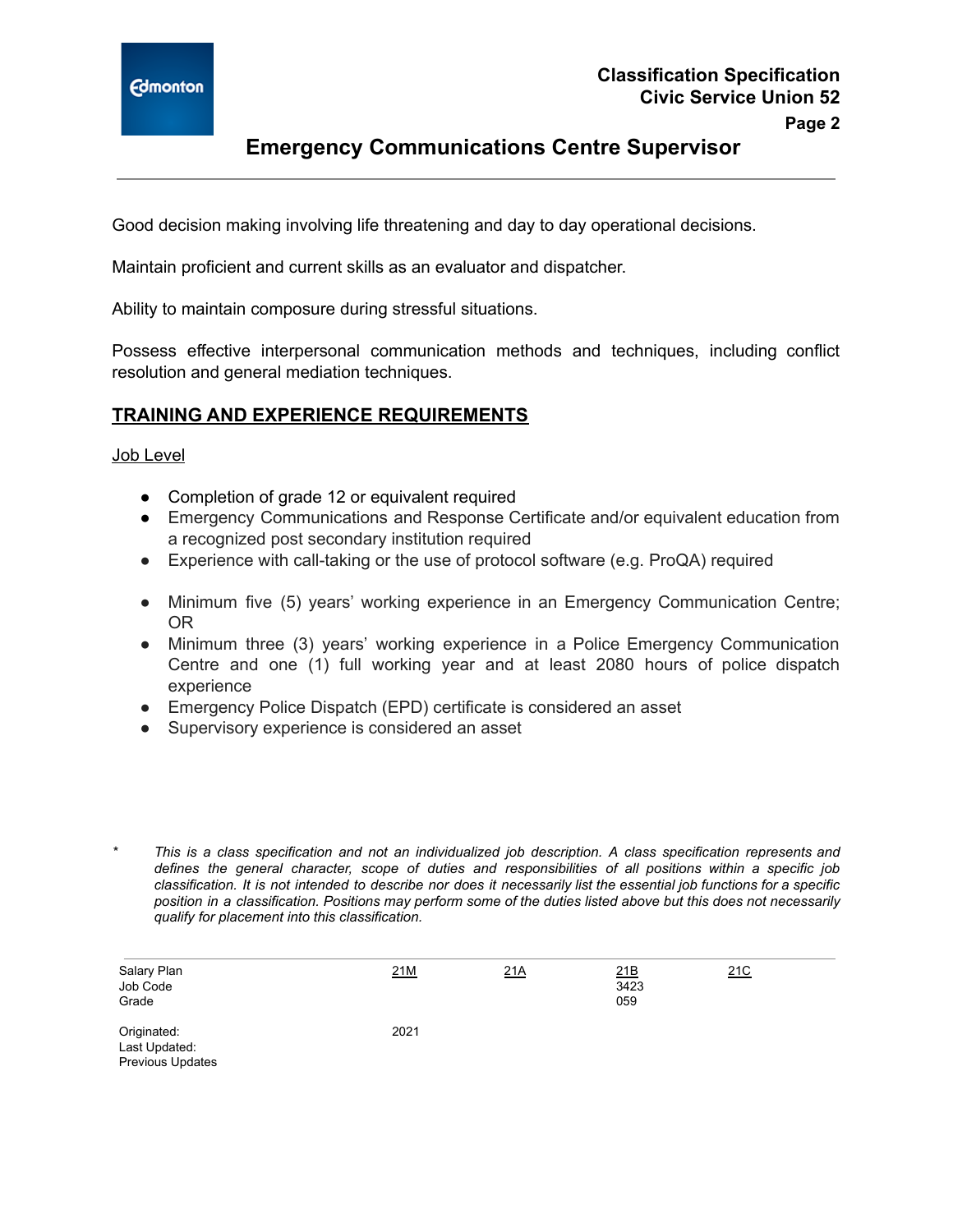Good decision making involving life threatening and day to day operational decisions.

Maintain proficient and current skills as an evaluator and dispatcher.

Ability to maintain composure during stressful situations.

Possess effective interpersonal communication methods and techniques, including conflict resolution and general mediation techniques.

## TRAINING AND EXPERIENCE REQUIREMENTS

Job Level

- Completion of grade 12 or equivalent required
- Emergency Communications and Response Certificate and/or equivalent education from a recognized post secondary institution required
- Experience with call-taking or the use of protocol software (e.g. ProQA) required

- Minimum five (5) years' working experience in an Emergency Communication Centre; OR
- Minimum three (3) years' working experience in a Police Emergency Communication Centre and one (1) full working year and at least 2080 hours of police dispatch experience
- Emergency Police Dispatch (EPD) certificate is considered an asset
- Supervisory experience is considered an asset

\* *This is a class specification and not an individualized job description. A class specification represents and defines the general character, scope of duties and responsibilities of all positions within a specific job classification. It is not intended to describe nor does it necessarily list the essential job functions for a specific position in a classification. Positions may perform some of the duties listed above but this does not necessarily qualify for placement into this classification.*

| Salary Plan | 21M | 21A | 21B | 21C |
|---|---|---|---|---|
| Job Code | | | 3423 | |
| Grade | | | 059 | |

| | |
|---|---|
| Originated: | 2021 |
| Last Updated: | |
| Previous Updates | |